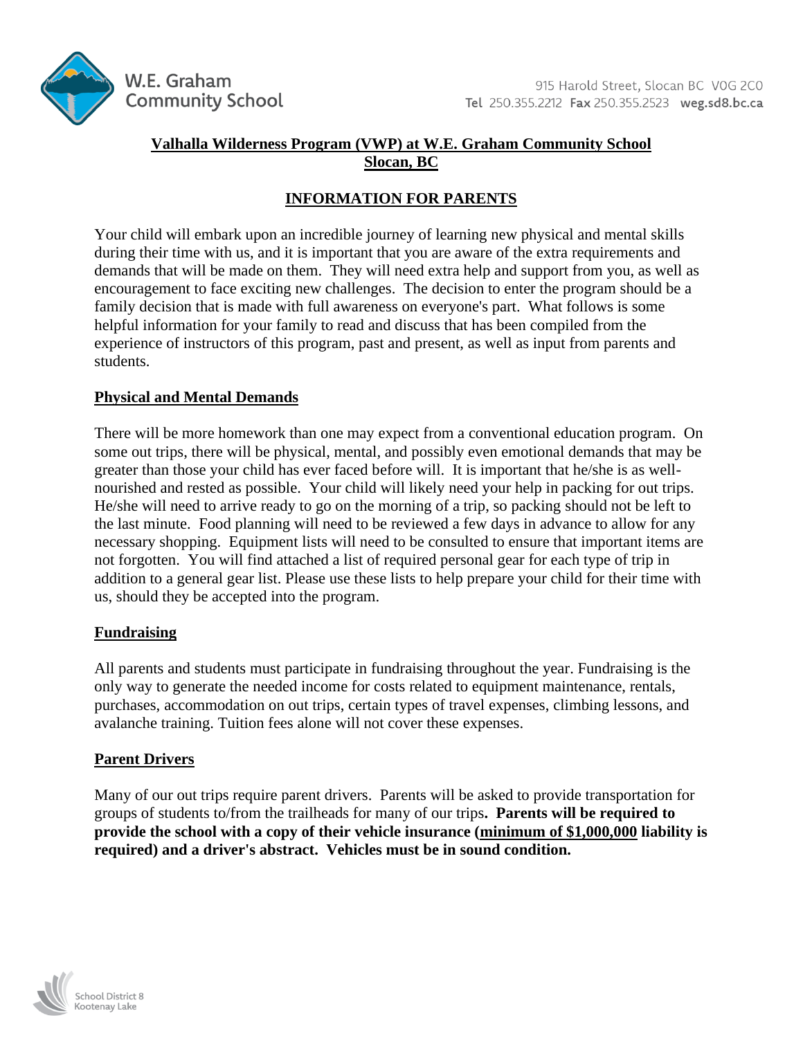W.E. Graham Community School

915 Harold Street, Slocan BC V0G 2C0
**Tel** 250.355.2212 **Fax** 250.355.2523 **weg.sd8.bc.ca**

# Valhalla Wilderness Program (VWP) at W.E. Graham Community School Slocan, BC

## INFORMATION FOR PARENTS

Your child will embark upon an incredible journey of learning new physical and mental skills during their time with us, and it is important that you are aware of the extra requirements and demands that will be made on them. They will need extra help and support from you, as well as encouragement to face exciting new challenges. The decision to enter the program should be a family decision that is made with full awareness on everyone's part. What follows is some helpful information for your family to read and discuss that has been compiled from the experience of instructors of this program, past and present, as well as input from parents and students.

### Physical and Mental Demands

There will be more homework than one may expect from a conventional education program. On some out trips, there will be physical, mental, and possibly even emotional demands that may be greater than those your child has ever faced before will. It is important that he/she is as well-nourished and rested as possible. Your child will likely need your help in packing for out trips. He/she will need to arrive ready to go on the morning of a trip, so packing should not be left to the last minute. Food planning will need to be reviewed a few days in advance to allow for any necessary shopping. Equipment lists will need to be consulted to ensure that important items are not forgotten. You will find attached a list of required personal gear for each type of trip in addition to a general gear list. Please use these lists to help prepare your child for their time with us, should they be accepted into the program.

### Fundraising

All parents and students must participate in fundraising throughout the year. Fundraising is the only way to generate the needed income for costs related to equipment maintenance, rentals, purchases, accommodation on out trips, certain types of travel expenses, climbing lessons, and avalanche training. Tuition fees alone will not cover these expenses.

### Parent Drivers

Many of our out trips require parent drivers. Parents will be asked to provide transportation for groups of students to/from the trailheads for many of our trips**. Parents will be required to provide the school with a copy of their vehicle insurance (minimum of $1,000,000 liability is required) and a driver's abstract. Vehicles must be in sound condition.**

School District 8 Kootenay Lake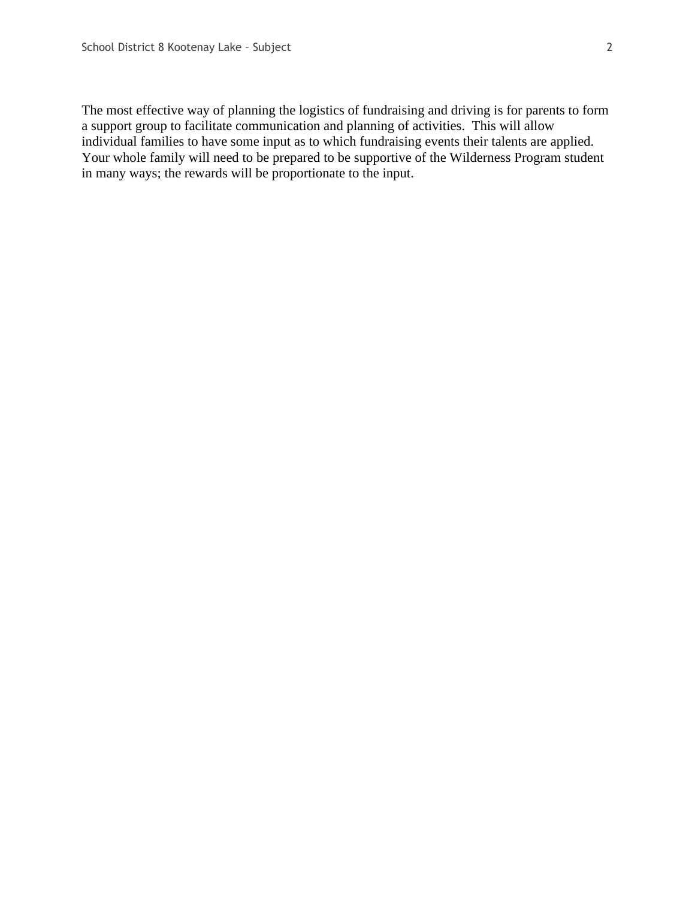The most effective way of planning the logistics of fundraising and driving is for parents to form a support group to facilitate communication and planning of activities. This will allow individual families to have some input as to which fundraising events their talents are applied. Your whole family will need to be prepared to be supportive of the Wilderness Program student in many ways; the rewards will be proportionate to the input.